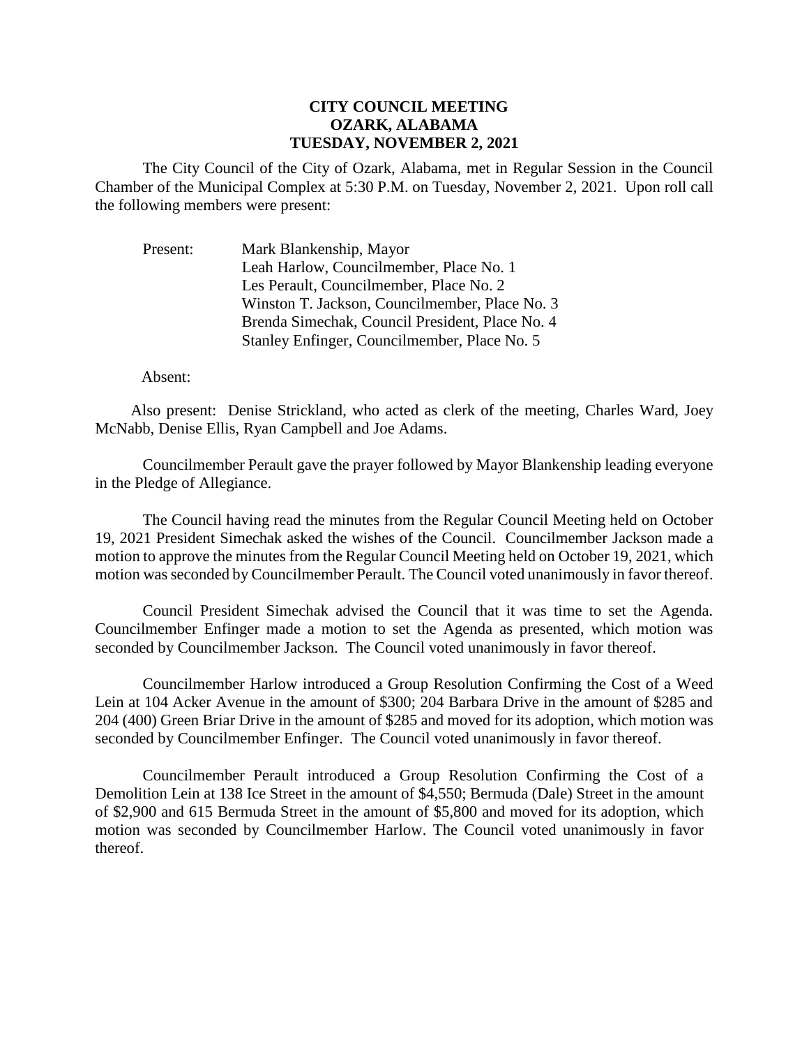**CITY COUNCIL MEETING**
**OZARK, ALABAMA**
**TUESDAY, NOVEMBER 2, 2021**

The City Council of the City of Ozark, Alabama, met in Regular Session in the Council Chamber of the Municipal Complex at 5:30 P.M. on Tuesday, November 2, 2021. Upon roll call the following members were present:

Present: Mark Blankenship, Mayor
Leah Harlow, Councilmember, Place No. 1
Les Perault, Councilmember, Place No. 2
Winston T. Jackson, Councilmember, Place No. 3
Brenda Simechak, Council President, Place No. 4
Stanley Enfinger, Councilmember, Place No. 5

Absent:

Also present: Denise Strickland, who acted as clerk of the meeting, Charles Ward, Joey McNabb, Denise Ellis, Ryan Campbell and Joe Adams.

Councilmember Perault gave the prayer followed by Mayor Blankenship leading everyone in the Pledge of Allegiance.

The Council having read the minutes from the Regular Council Meeting held on October 19, 2021 President Simechak asked the wishes of the Council. Councilmember Jackson made a motion to approve the minutes from the Regular Council Meeting held on October 19, 2021, which motion was seconded by Councilmember Perault. The Council voted unanimously in favor thereof.

Council President Simechak advised the Council that it was time to set the Agenda. Councilmember Enfinger made a motion to set the Agenda as presented, which motion was seconded by Councilmember Jackson. The Council voted unanimously in favor thereof.

Councilmember Harlow introduced a Group Resolution Confirming the Cost of a Weed Lein at 104 Acker Avenue in the amount of $300; 204 Barbara Drive in the amount of $285 and 204 (400) Green Briar Drive in the amount of $285 and moved for its adoption, which motion was seconded by Councilmember Enfinger. The Council voted unanimously in favor thereof.

Councilmember Perault introduced a Group Resolution Confirming the Cost of a Demolition Lein at 138 Ice Street in the amount of $4,550; Bermuda (Dale) Street in the amount of $2,900 and 615 Bermuda Street in the amount of $5,800 and moved for its adoption, which motion was seconded by Councilmember Harlow. The Council voted unanimously in favor thereof.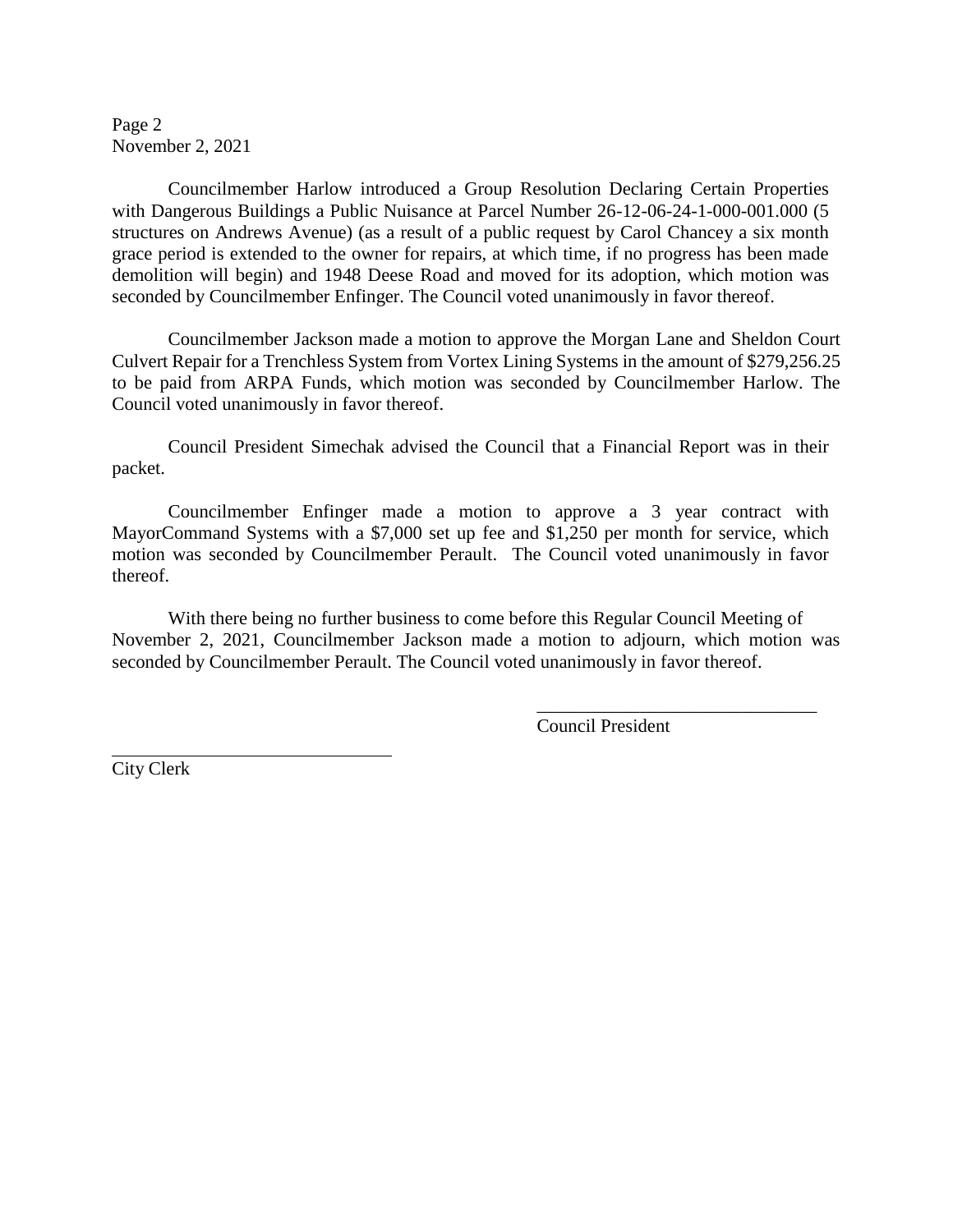Councilmember Harlow introduced a Group Resolution Declaring Certain Properties with Dangerous Buildings a Public Nuisance at Parcel Number 26-12-06-24-1-000-001.000 (5 structures on Andrews Avenue) (as a result of a public request by Carol Chancey a six month grace period is extended to the owner for repairs, at which time, if no progress has been made demolition will begin) and 1948 Deese Road and moved for its adoption, which motion was seconded by Councilmember Enfinger. The Council voted unanimously in favor thereof.

Councilmember Jackson made a motion to approve the Morgan Lane and Sheldon Court Culvert Repair for a Trenchless System from Vortex Lining Systems in the amount of $279,256.25 to be paid from ARPA Funds, which motion was seconded by Councilmember Harlow. The Council voted unanimously in favor thereof.

Council President Simechak advised the Council that a Financial Report was in their packet.

Councilmember Enfinger made a motion to approve a 3 year contract with MayorCommand Systems with a $7,000 set up fee and $1,250 per month for service, which motion was seconded by Councilmember Perault. The Council voted unanimously in favor thereof.

With there being no further business to come before this Regular Council Meeting of November 2, 2021, Councilmember Jackson made a motion to adjourn, which motion was seconded by Councilmember Perault. The Council voted unanimously in favor thereof.

\_\_\_\_\_\_\_\_\_\_\_\_\_\_\_\_\_\_\_\_\_\_\_\_\_\_\_\_\_\_
Council President

\_\_\_\_\_\_\_\_\_\_\_\_\_\_\_\_\_\_\_\_\_\_\_\_\_\_\_\_\_\_
City Clerk